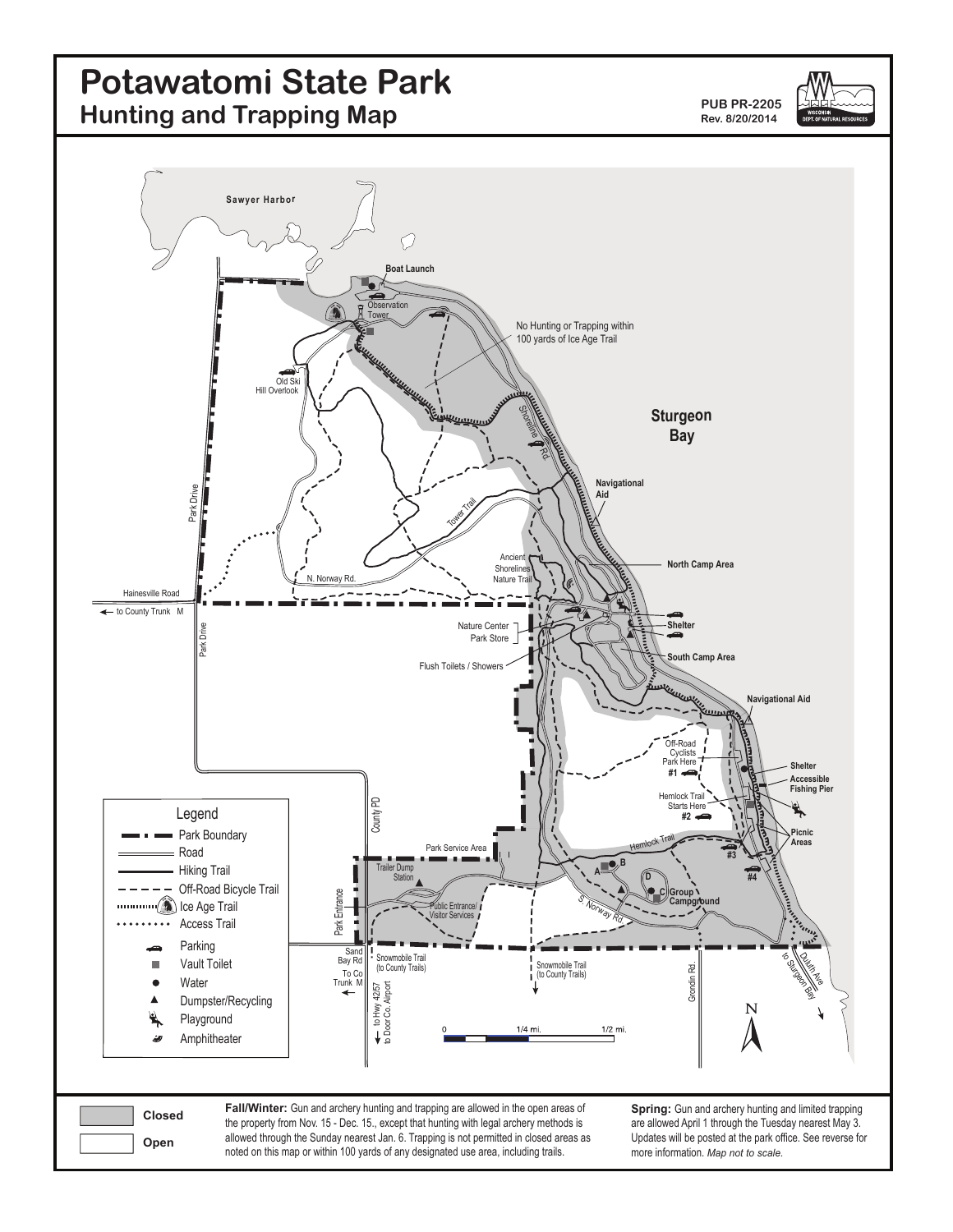# Potawatomi State Park

## Hunting and Trapping Map

PUB PR-2205
Rev. 8/20/2014

Sawyer Harbor

Boat Launch

Observation Tower

Old Ski Hill Overlook

No Hunting or Trapping within 100 yards of Ice Age Trail

Sturgeon Bay

Shoreline Rd.

Navigational Aid

Tower Trail

Park Drive

Ancient Shorelines Nature Trail

North Camp Area

N. Norway Rd.

Hainesville Road

← to County Trunk M

Nature Center

Park Store

Shelter

South Camp Area

Flush Toilets / Showers

Navigational Aid

Off-Road Cyclists Park Here #1

Shelter

Accessible Fishing Pier

Hemlock Trail Starts Here #2

County PD

Picnic Areas

Hemlock Trail

Park Service Area

#3

#4

Trailer Dump Station

A B

D

C Group Campground

Park Entrance

Public Entrance/ Visitor Services

S. Norway Rd.

Sand Bay Rd

To Co Trunk M ←

Snowmobile Trail (to County Trails)

Snowmobile Trail (to County Trails)

to Hwy 42/57

to Door Co. Airport

Grondin Rd.

Duluth Ave to Sturgeon Bay

0 1/4 mi. 1/2 mi.

N

### Legend

- Park Boundary
- Road
- Hiking Trail
- Off-Road Bicycle Trail
- Ice Age Trail
- Access Trail
- Parking
- Vault Toilet
- Water
- Dumpster/Recycling
- Playground
- Amphitheater

- Closed
- Open

**Fall/Winter:** Gun and archery hunting and trapping are allowed in the open areas of the property from Nov. 15 - Dec. 15., except that hunting with legal archery methods is allowed through the Sunday nearest Jan. 6. Trapping is not permitted in closed areas as noted on this map or within 100 yards of any designated use area, including trails.

**Spring:** Gun and archery hunting and limited trapping are allowed April 1 through the Tuesday nearest May 3. Updates will be posted at the park office. See reverse for more information. *Map not to scale.*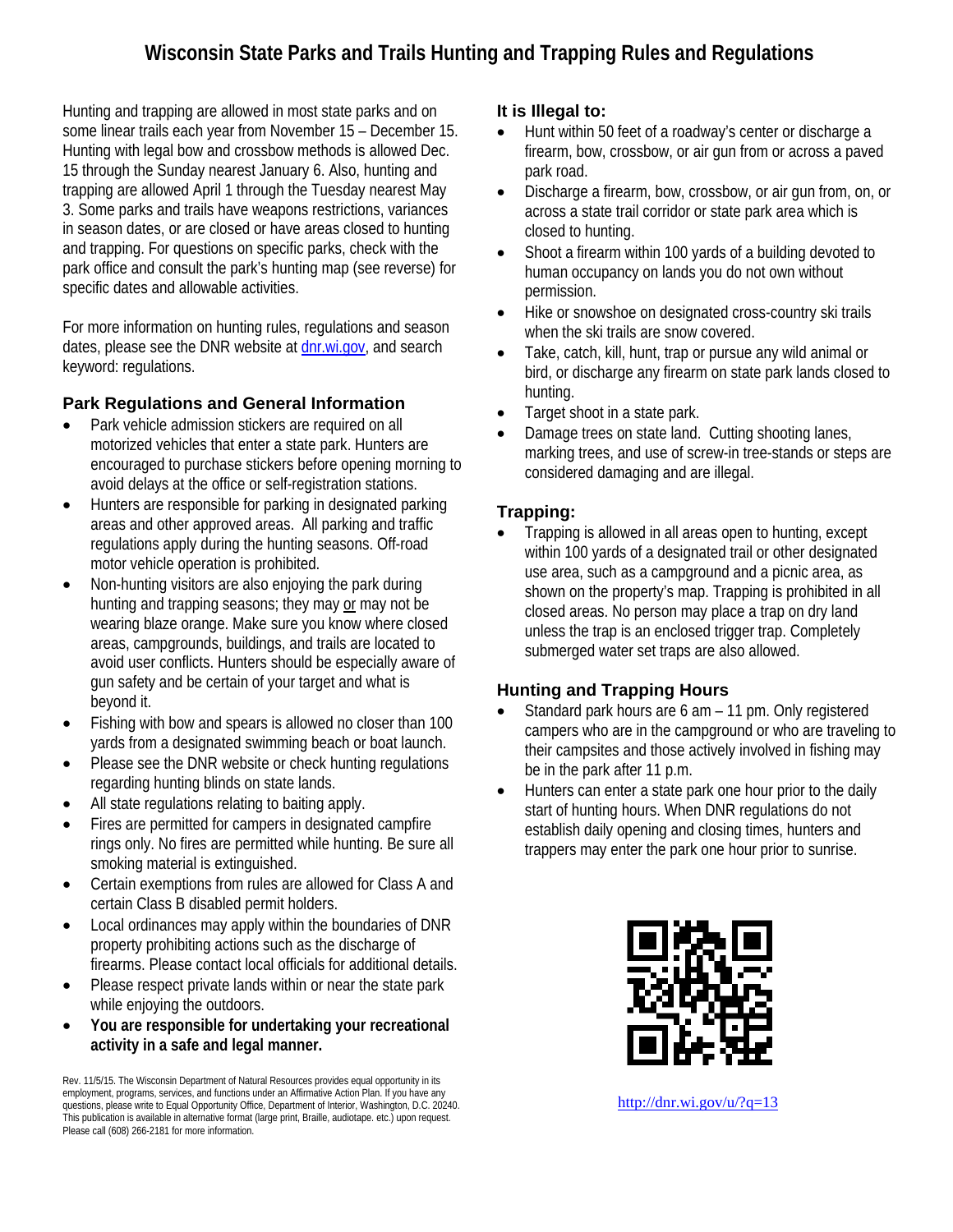# Wisconsin State Parks and Trails Hunting and Trapping Rules and Regulations

Hunting and trapping are allowed in most state parks and on some linear trails each year from November 15 – December 15. Hunting with legal bow and crossbow methods is allowed Dec. 15 through the Sunday nearest January 6. Also, hunting and trapping are allowed April 1 through the Tuesday nearest May 3. Some parks and trails have weapons restrictions, variances in season dates, or are closed or have areas closed to hunting and trapping. For questions on specific parks, check with the park office and consult the park's hunting map (see reverse) for specific dates and allowable activities.

For more information on hunting rules, regulations and season dates, please see the DNR website at dnr.wi.gov, and search keyword: regulations.

### Park Regulations and General Information

- Park vehicle admission stickers are required on all motorized vehicles that enter a state park. Hunters are encouraged to purchase stickers before opening morning to avoid delays at the office or self-registration stations.
- Hunters are responsible for parking in designated parking areas and other approved areas. All parking and traffic regulations apply during the hunting seasons. Off-road motor vehicle operation is prohibited.
- Non-hunting visitors are also enjoying the park during hunting and trapping seasons; they may or may not be wearing blaze orange. Make sure you know where closed areas, campgrounds, buildings, and trails are located to avoid user conflicts. Hunters should be especially aware of gun safety and be certain of your target and what is beyond it.
- Fishing with bow and spears is allowed no closer than 100 yards from a designated swimming beach or boat launch.
- Please see the DNR website or check hunting regulations regarding hunting blinds on state lands.
- All state regulations relating to baiting apply.
- Fires are permitted for campers in designated campfire rings only. No fires are permitted while hunting. Be sure all smoking material is extinguished.
- Certain exemptions from rules are allowed for Class A and certain Class B disabled permit holders.
- Local ordinances may apply within the boundaries of DNR property prohibiting actions such as the discharge of firearms. Please contact local officials for additional details.
- Please respect private lands within or near the state park while enjoying the outdoors.
- **You are responsible for undertaking your recreational activity in a safe and legal manner.**

### It is Illegal to:

- Hunt within 50 feet of a roadway's center or discharge a firearm, bow, crossbow, or air gun from or across a paved park road.
- Discharge a firearm, bow, crossbow, or air gun from, on, or across a state trail corridor or state park area which is closed to hunting.
- Shoot a firearm within 100 yards of a building devoted to human occupancy on lands you do not own without permission.
- Hike or snowshoe on designated cross-country ski trails when the ski trails are snow covered.
- Take, catch, kill, hunt, trap or pursue any wild animal or bird, or discharge any firearm on state park lands closed to hunting.
- Target shoot in a state park.
- Damage trees on state land. Cutting shooting lanes, marking trees, and use of screw-in tree-stands or steps are considered damaging and are illegal.

### Trapping:

- Trapping is allowed in all areas open to hunting, except within 100 yards of a designated trail or other designated use area, such as a campground and a picnic area, as shown on the property's map. Trapping is prohibited in all closed areas. No person may place a trap on dry land unless the trap is an enclosed trigger trap. Completely submerged water set traps are also allowed.

### Hunting and Trapping Hours

- Standard park hours are 6 am – 11 pm. Only registered campers who are in the campground or who are traveling to their campsites and those actively involved in fishing may be in the park after 11 p.m.
- Hunters can enter a state park one hour prior to the daily start of hunting hours. When DNR regulations do not establish daily opening and closing times, hunters and trappers may enter the park one hour prior to sunrise.

http://dnr.wi.gov/u/?q=13

Rev. 11/5/15. The Wisconsin Department of Natural Resources provides equal opportunity in its employment, programs, services, and functions under an Affirmative Action Plan. If you have any questions, please write to Equal Opportunity Office, Department of Interior, Washington, D.C. 20240. This publication is available in alternative format (large print, Braille, audiotape. etc.) upon request. Please call (608) 266-2181 for more information.